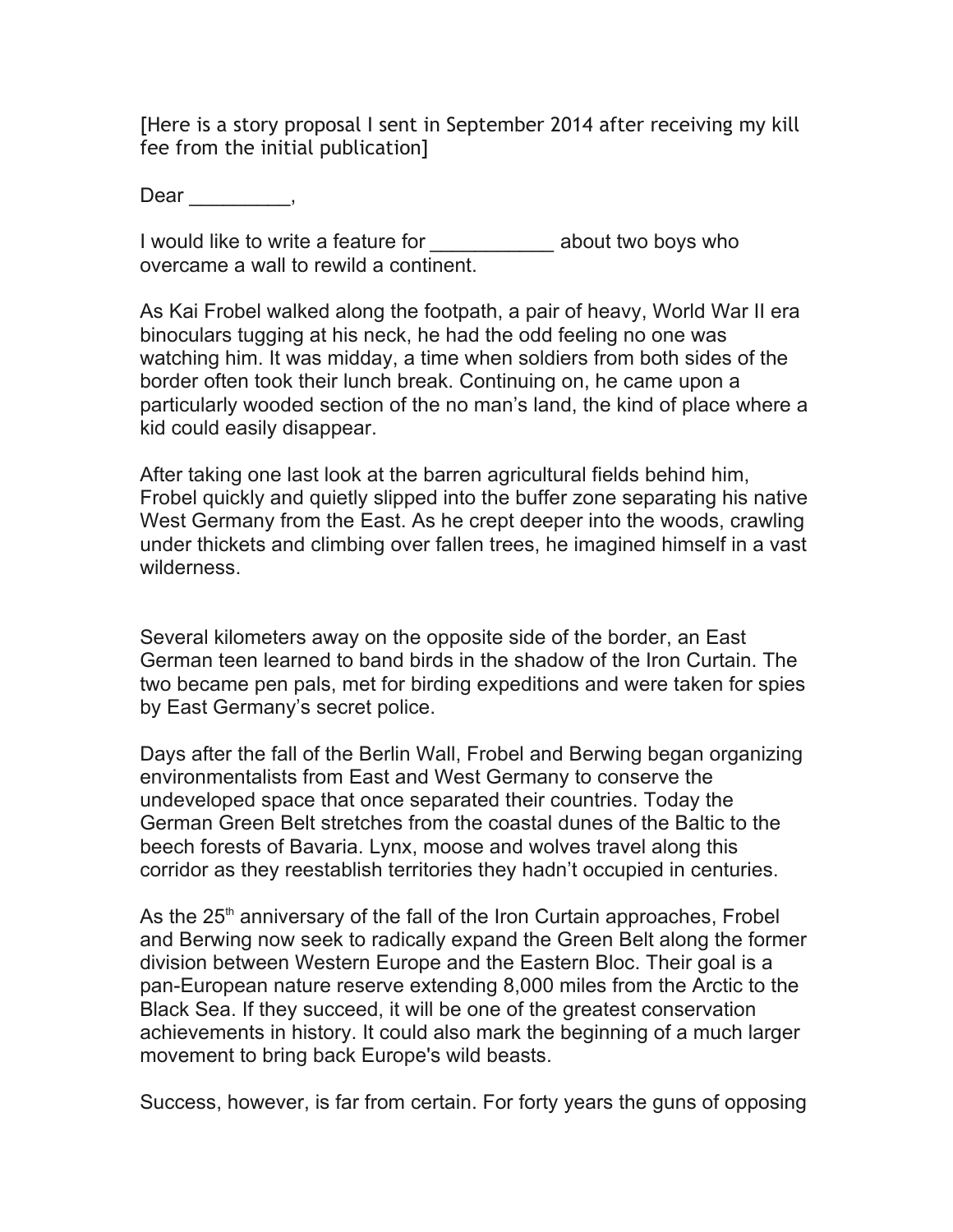[Here is a story proposal I sent in September 2014 after receiving my kill fee from the initial publication]

Dear _________,

I would like to write a feature for ___________ about two boys who overcame a wall to rewild a continent.

As Kai Frobel walked along the footpath, a pair of heavy, World War II era binoculars tugging at his neck, he had the odd feeling no one was watching him. It was midday, a time when soldiers from both sides of the border often took their lunch break. Continuing on, he came upon a particularly wooded section of the no man's land, the kind of place where a kid could easily disappear.

After taking one last look at the barren agricultural fields behind him, Frobel quickly and quietly slipped into the buffer zone separating his native West Germany from the East. As he crept deeper into the woods, crawling under thickets and climbing over fallen trees, he imagined himself in a vast wilderness.

Several kilometers away on the opposite side of the border, an East German teen learned to band birds in the shadow of the Iron Curtain. The two became pen pals, met for birding expeditions and were taken for spies by East Germany's secret police.

Days after the fall of the Berlin Wall, Frobel and Berwing began organizing environmentalists from East and West Germany to conserve the undeveloped space that once separated their countries. Today the German Green Belt stretches from the coastal dunes of the Baltic to the beech forests of Bavaria. Lynx, moose and wolves travel along this corridor as they reestablish territories they hadn't occupied in centuries.

As the 25th anniversary of the fall of the Iron Curtain approaches, Frobel and Berwing now seek to radically expand the Green Belt along the former division between Western Europe and the Eastern Bloc. Their goal is a pan-European nature reserve extending 8,000 miles from the Arctic to the Black Sea. If they succeed, it will be one of the greatest conservation achievements in history. It could also mark the beginning of a much larger movement to bring back Europe's wild beasts.

Success, however, is far from certain. For forty years the guns of opposing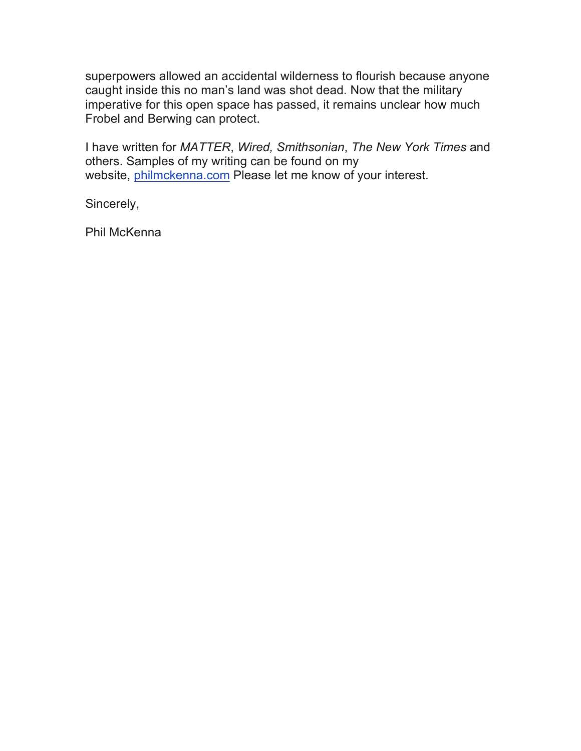superpowers allowed an accidental wilderness to flourish because anyone caught inside this no man's land was shot dead. Now that the military imperative for this open space has passed, it remains unclear how much Frobel and Berwing can protect.

I have written for *MATTER*, *Wired, Smithsonian*, *The New York Times* and others. Samples of my writing can be found on my website, philmckenna.com Please let me know of your interest.

Sincerely,

Phil McKenna